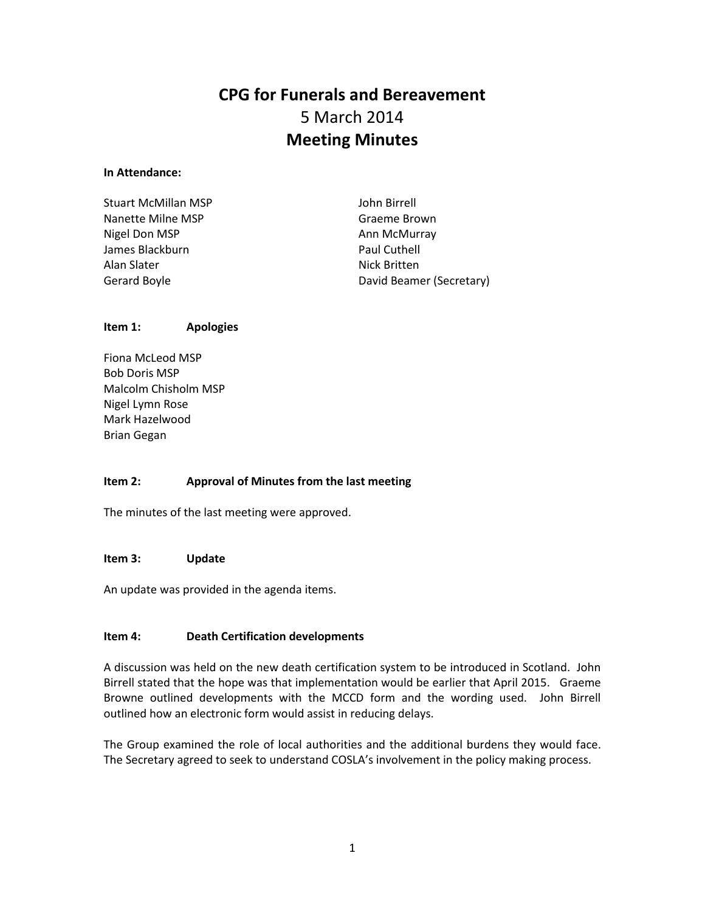# CPG for Funerals and Bereavement

5 March 2014

## Meeting Minutes

**In Attendance:**

Stuart McMillan MSP
Nanette Milne MSP
Nigel Don MSP
James Blackburn
Alan Slater
Gerard Boyle
John Birrell
Graeme Brown
Ann McMurray
Paul Cuthell
Nick Britten
David Beamer (Secretary)

**Item 1: Apologies**

Fiona McLeod MSP
Bob Doris MSP
Malcolm Chisholm MSP
Nigel Lymn Rose
Mark Hazelwood
Brian Gegan

**Item 2: Approval of Minutes from the last meeting**

The minutes of the last meeting were approved.

**Item 3: Update**

An update was provided in the agenda items.

**Item 4: Death Certification developments**

A discussion was held on the new death certification system to be introduced in Scotland. John Birrell stated that the hope was that implementation would be earlier that April 2015. Graeme Browne outlined developments with the MCCD form and the wording used. John Birrell outlined how an electronic form would assist in reducing delays.

The Group examined the role of local authorities and the additional burdens they would face. The Secretary agreed to seek to understand COSLA's involvement in the policy making process.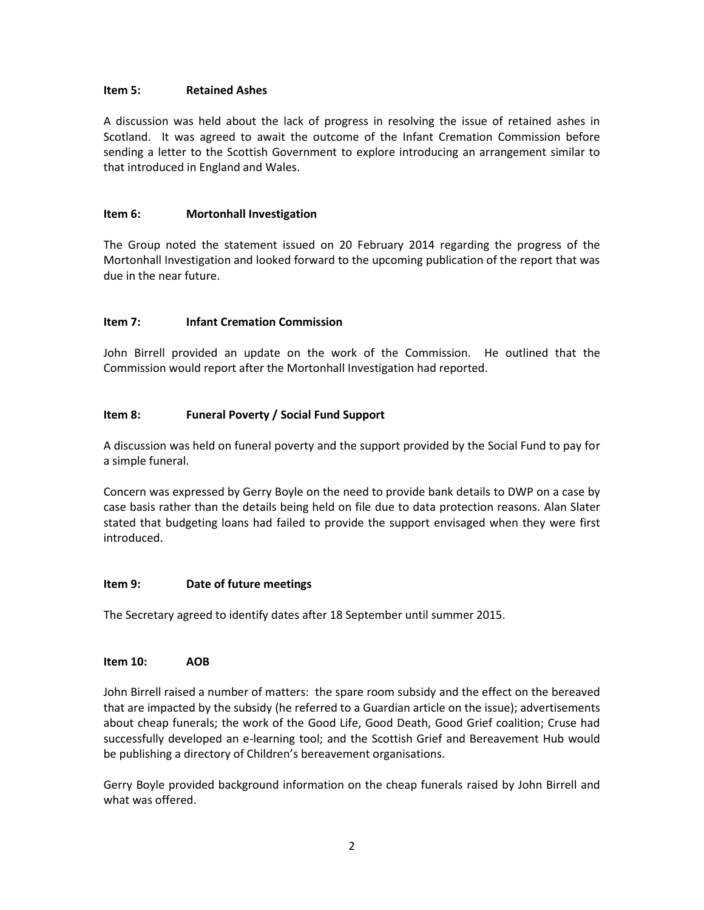**Item 5: Retained Ashes**

A discussion was held about the lack of progress in resolving the issue of retained ashes in Scotland. It was agreed to await the outcome of the Infant Cremation Commission before sending a letter to the Scottish Government to explore introducing an arrangement similar to that introduced in England and Wales.

**Item 6: Mortonhall Investigation**

The Group noted the statement issued on 20 February 2014 regarding the progress of the Mortonhall Investigation and looked forward to the upcoming publication of the report that was due in the near future.

**Item 7: Infant Cremation Commission**

John Birrell provided an update on the work of the Commission. He outlined that the Commission would report after the Mortonhall Investigation had reported.

**Item 8: Funeral Poverty / Social Fund Support**

A discussion was held on funeral poverty and the support provided by the Social Fund to pay for a simple funeral.

Concern was expressed by Gerry Boyle on the need to provide bank details to DWP on a case by case basis rather than the details being held on file due to data protection reasons. Alan Slater stated that budgeting loans had failed to provide the support envisaged when they were first introduced.

**Item 9: Date of future meetings**

The Secretary agreed to identify dates after 18 September until summer 2015.

**Item 10: AOB**

John Birrell raised a number of matters: the spare room subsidy and the effect on the bereaved that are impacted by the subsidy (he referred to a Guardian article on the issue); advertisements about cheap funerals; the work of the Good Life, Good Death, Good Grief coalition; Cruse had successfully developed an e-learning tool; and the Scottish Grief and Bereavement Hub would be publishing a directory of Children's bereavement organisations.

Gerry Boyle provided background information on the cheap funerals raised by John Birrell and what was offered.